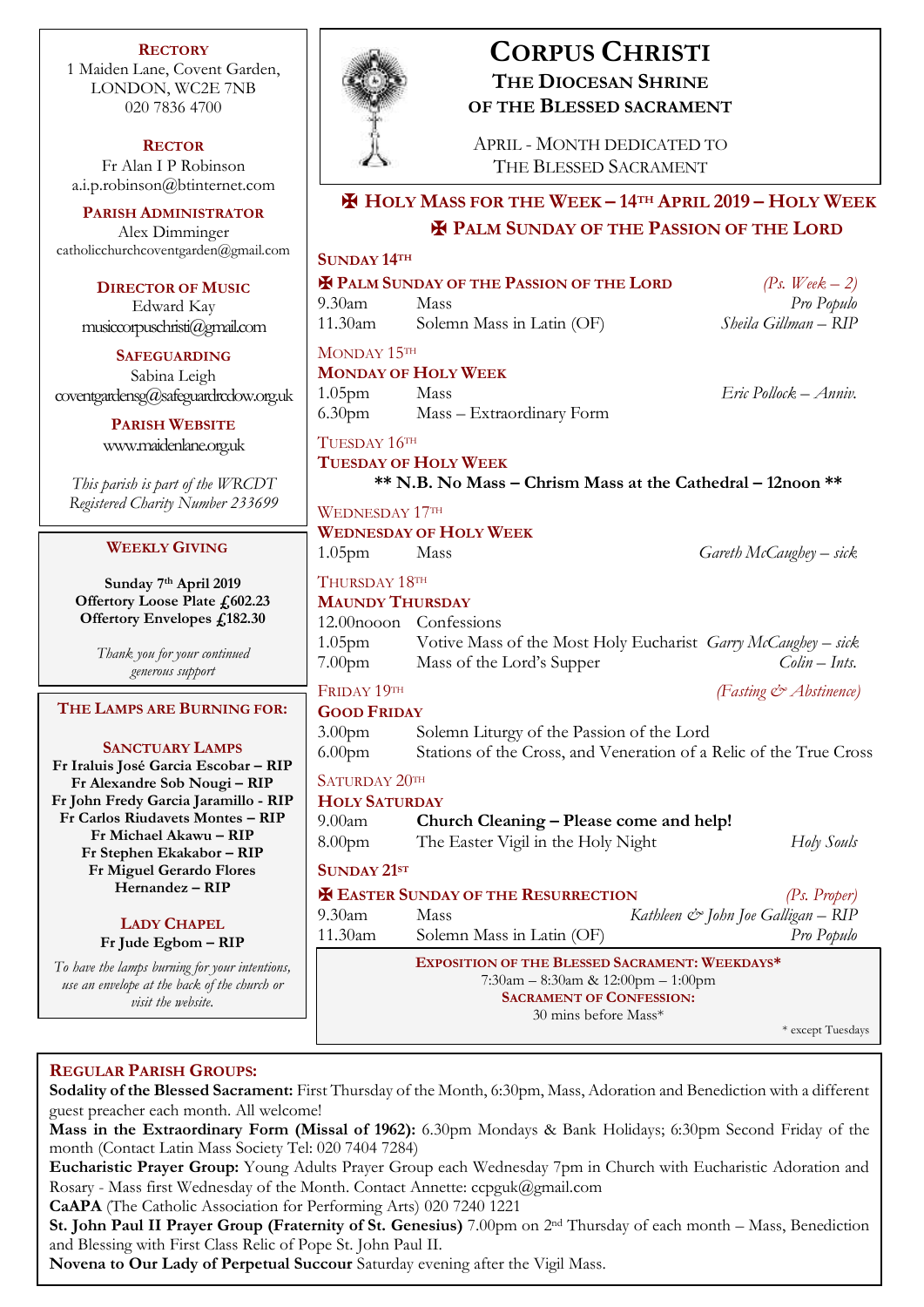# CORPUS CHRISTI

## THE DIOCESAN SHRINE OF THE BLESSED SACRAMENT

APRIL - MONTH DEDICATED TO THE BLESSED SACRAMENT

## ✠ HOLY MASS FOR THE WEEK – 14TH APRIL 2019 – HOLY WEEK

## ✠ PALM SUNDAY OF THE PASSION OF THE LORD

**SUNDAY 14TH**

**✠ PALM SUNDAY OF THE PASSION OF THE LORD** *(Ps. Week – 2)*

| | | |
|---|---|---|
| 9.30am | Mass | *Pro Populo* |
| 11.30am | Solemn Mass in Latin (OF) | *Sheila Gillman – RIP* |

MONDAY 15TH

**MONDAY OF HOLY WEEK**

| | | |
|---|---|---|
| 1.05pm | Mass | *Eric Pollock – Anniv.* |
| 6.30pm | Mass – Extraordinary Form | |

TUESDAY 16TH

**TUESDAY OF HOLY WEEK**

**\*\* N.B. No Mass – Chrism Mass at the Cathedral – 12noon \*\***

WEDNESDAY 17TH

**WEDNESDAY OF HOLY WEEK**

| | | |
|---|---|---|
| 1.05pm | Mass | *Gareth McCaughey – sick* |

THURSDAY 18TH

**MAUNDY THURSDAY**

| | | |
|---|---|---|
| 12.00nooon | Confessions | |
| 1.05pm | Votive Mass of the Most Holy Eucharist | *Garry McCaughey – sick* |
| 7.00pm | Mass of the Lord's Supper | *Colin – Ints.* |

FRIDAY 19TH *(Fasting & Abstinence)*

**GOOD FRIDAY**

| | | |
|---|---|---|
| 3.00pm | Solemn Liturgy of the Passion of the Lord | |
| 6.00pm | Stations of the Cross, and Veneration of a Relic of the True Cross | |

SATURDAY 20TH

**HOLY SATURDAY**

| | | |
|---|---|---|
| 9.00am | **Church Cleaning – Please come and help!** | |
| 8.00pm | The Easter Vigil in the Holy Night | *Holy Souls* |

**SUNDAY 21ST**

**✠ EASTER SUNDAY OF THE RESURRECTION** *(Ps. Proper)*

| | | |
|---|---|---|
| 9.30am | Mass | *Kathleen & John Joe Galligan – RIP* |
| 11.30am | Solemn Mass in Latin (OF) | *Pro Populo* |

**EXPOSITION OF THE BLESSED SACRAMENT: WEEKDAYS\***
7:30am – 8:30am & 12:00pm – 1:00pm
**SACRAMENT OF CONFESSION:**
30 mins before Mass\*

\* except Tuesdays

---

**RECTORY**
1 Maiden Lane, Covent Garden,
LONDON, WC2E 7NB
020 7836 4700

**RECTOR**
Fr Alan I P Robinson
a.i.p.robinson@btinternet.com

**PARISH ADMINISTRATOR**
Alex Dimminger
catholicchurchcoventgarden@gmail.com

**DIRECTOR OF MUSIC**
Edward Kay
musiccorpuschristi@gmail.com

**SAFEGUARDING**
Sabina Leigh
coventgardensg@safeguardrcdow.org.uk

**PARISH WEBSITE**
www.maidenlane.org.uk

*This parish is part of the WRCDT Registered Charity Number 233699*

**WEEKLY GIVING**

**Sunday 7th April 2019**
**Offertory Loose Plate £602.23**
**Offertory Envelopes £182.30**

*Thank you for your continued generous support*

**THE LAMPS ARE BURNING FOR:**

**SANCTUARY LAMPS**
**Fr Iraluis José Garcia Escobar – RIP**
**Fr Alexandre Sob Nougi – RIP**
**Fr John Fredy Garcia Jaramillo - RIP**
**Fr Carlos Riudavets Montes – RIP**
**Fr Michael Akawu – RIP**
**Fr Stephen Ekakabor – RIP**
**Fr Miguel Gerardo Flores Hernandez – RIP**

**LADY CHAPEL**
**Fr Jude Egbom – RIP**

*To have the lamps burning for your intentions, use an envelope at the back of the church or visit the website.*

---

**REGULAR PARISH GROUPS:**

**Sodality of the Blessed Sacrament:** First Thursday of the Month, 6:30pm, Mass, Adoration and Benediction with a different guest preacher each month. All welcome!

**Mass in the Extraordinary Form (Missal of 1962):** 6.30pm Mondays & Bank Holidays; 6:30pm Second Friday of the month (Contact Latin Mass Society Tel: 020 7404 7284)

**Eucharistic Prayer Group:** Young Adults Prayer Group each Wednesday 7pm in Church with Eucharistic Adoration and Rosary - Mass first Wednesday of the Month. Contact Annette: ccpguk@gmail.com

**CaAPA** (The Catholic Association for Performing Arts) 020 7240 1221

**St. John Paul II Prayer Group (Fraternity of St. Genesius)** 7.00pm on 2nd Thursday of each month – Mass, Benediction and Blessing with First Class Relic of Pope St. John Paul II.

**Novena to Our Lady of Perpetual Succour** Saturday evening after the Vigil Mass.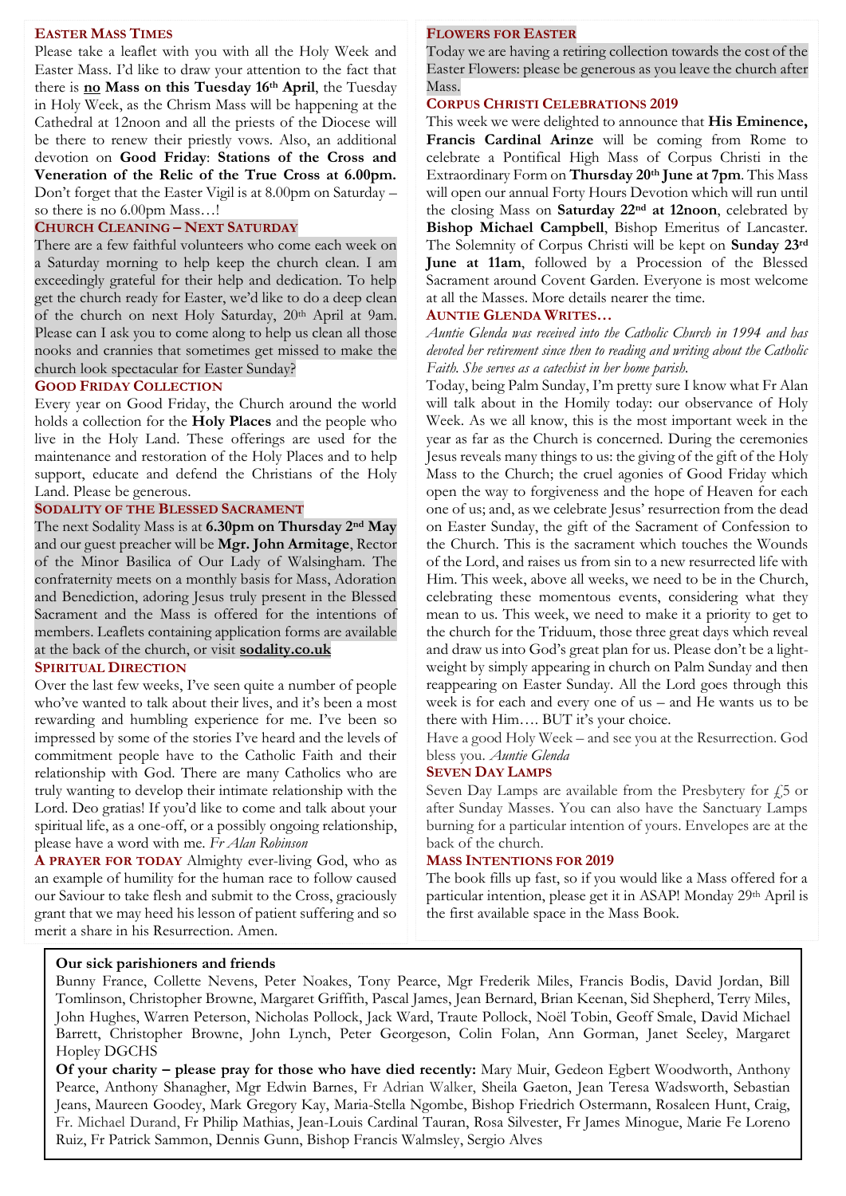## Easter Mass Times

Please take a leaflet with you with all the Holy Week and Easter Mass. I'd like to draw your attention to the fact that there is **no Mass on this Tuesday 16th April**, the Tuesday in Holy Week, as the Chrism Mass will be happening at the Cathedral at 12noon and all the priests of the Diocese will be there to renew their priestly vows. Also, an additional devotion on **Good Friday**: **Stations of the Cross and Veneration of the Relic of the True Cross at 6.00pm.** Don't forget that the Easter Vigil is at 8.00pm on Saturday – so there is no 6.00pm Mass…!

## Church Cleaning – Next Saturday

There are a few faithful volunteers who come each week on a Saturday morning to help keep the church clean. I am exceedingly grateful for their help and dedication. To help get the church ready for Easter, we'd like to do a deep clean of the church on next Holy Saturday, 20th April at 9am. Please can I ask you to come along to help us clean all those nooks and crannies that sometimes get missed to make the church look spectacular for Easter Sunday?

## Good Friday Collection

Every year on Good Friday, the Church around the world holds a collection for the **Holy Places** and the people who live in the Holy Land. These offerings are used for the maintenance and restoration of the Holy Places and to help support, educate and defend the Christians of the Holy Land. Please be generous.

## Sodality of the Blessed Sacrament

The next Sodality Mass is at **6.30pm on Thursday 2nd May** and our guest preacher will be **Mgr. John Armitage**, Rector of the Minor Basilica of Our Lady of Walsingham. The confraternity meets on a monthly basis for Mass, Adoration and Benediction, adoring Jesus truly present in the Blessed Sacrament and the Mass is offered for the intentions of members. Leaflets containing application forms are available at the back of the church, or visit **sodality.co.uk**

## Spiritual Direction

Over the last few weeks, I've seen quite a number of people who've wanted to talk about their lives, and it's been a most rewarding and humbling experience for me. I've been so impressed by some of the stories I've heard and the levels of commitment people have to the Catholic Faith and their relationship with God. There are many Catholics who are truly wanting to develop their intimate relationship with the Lord. Deo gratias! If you'd like to come and talk about your spiritual life, as a one-off, or a possibly ongoing relationship, please have a word with me. *Fr Alan Robinson*

**A prayer for today** Almighty ever-living God, who as an example of humility for the human race to follow caused our Saviour to take flesh and submit to the Cross, graciously grant that we may heed his lesson of patient suffering and so merit a share in his Resurrection. Amen.

## Flowers for Easter

Today we are having a retiring collection towards the cost of the Easter Flowers: please be generous as you leave the church after Mass.

## Corpus Christi Celebrations 2019

This week we were delighted to announce that **His Eminence, Francis Cardinal Arinze** will be coming from Rome to celebrate a Pontifical High Mass of Corpus Christi in the Extraordinary Form on **Thursday 20th June at 7pm**. This Mass will open our annual Forty Hours Devotion which will run until the closing Mass on **Saturday 22nd at 12noon**, celebrated by **Bishop Michael Campbell**, Bishop Emeritus of Lancaster. The Solemnity of Corpus Christi will be kept on **Sunday 23rd June at 11am**, followed by a Procession of the Blessed Sacrament around Covent Garden. Everyone is most welcome at all the Masses. More details nearer the time.

## Auntie Glenda Writes…

*Auntie Glenda was received into the Catholic Church in 1994 and has devoted her retirement since then to reading and writing about the Catholic Faith. She serves as a catechist in her home parish.*

Today, being Palm Sunday, I'm pretty sure I know what Fr Alan will talk about in the Homily today: our observance of Holy Week. As we all know, this is the most important week in the year as far as the Church is concerned. During the ceremonies Jesus reveals many things to us: the giving of the gift of the Holy Mass to the Church; the cruel agonies of Good Friday which open the way to forgiveness and the hope of Heaven for each one of us; and, as we celebrate Jesus' resurrection from the dead on Easter Sunday, the gift of the Sacrament of Confession to the Church. This is the sacrament which touches the Wounds of the Lord, and raises us from sin to a new resurrected life with Him. This week, above all weeks, we need to be in the Church, celebrating these momentous events, considering what they mean to us. This week, we need to make it a priority to get to the church for the Triduum, those three great days which reveal and draw us into God's great plan for us. Please don't be a light-weight by simply appearing in church on Palm Sunday and then reappearing on Easter Sunday. All the Lord goes through this week is for each and every one of us – and He wants us to be there with Him…. BUT it's your choice.

Have a good Holy Week – and see you at the Resurrection. God bless you. *Auntie Glenda*

## Seven Day Lamps

Seven Day Lamps are available from the Presbytery for £5 or after Sunday Masses. You can also have the Sanctuary Lamps burning for a particular intention of yours. Envelopes are at the back of the church.

## Mass Intentions for 2019

The book fills up fast, so if you would like a Mass offered for a particular intention, please get it in ASAP! Monday 29th April is the first available space in the Mass Book.

**Our sick parishioners and friends**

Bunny France, Collette Nevens, Peter Noakes, Tony Pearce, Mgr Frederik Miles, Francis Bodis, David Jordan, Bill Tomlinson, Christopher Browne, Margaret Griffith, Pascal James, Jean Bernard, Brian Keenan, Sid Shepherd, Terry Miles, John Hughes, Warren Peterson, Nicholas Pollock, Jack Ward, Traute Pollock, Noël Tobin, Geoff Smale, David Michael Barrett, Christopher Browne, John Lynch, Peter Georgeson, Colin Folan, Ann Gorman, Janet Seeley, Margaret Hopley DGCHS

**Of your charity – please pray for those who have died recently:** Mary Muir, Gedeon Egbert Woodworth, Anthony Pearce, Anthony Shanagher, Mgr Edwin Barnes, Fr Adrian Walker, Sheila Gaeton, Jean Teresa Wadsworth, Sebastian Jeans, Maureen Goodey, Mark Gregory Kay, Maria-Stella Ngombe, Bishop Friedrich Ostermann, Rosaleen Hunt, Craig, Fr. Michael Durand, Fr Philip Mathias, Jean-Louis Cardinal Tauran, Rosa Silvester, Fr James Minogue, Marie Fe Loreno Ruiz, Fr Patrick Sammon, Dennis Gunn, Bishop Francis Walmsley, Sergio Alves